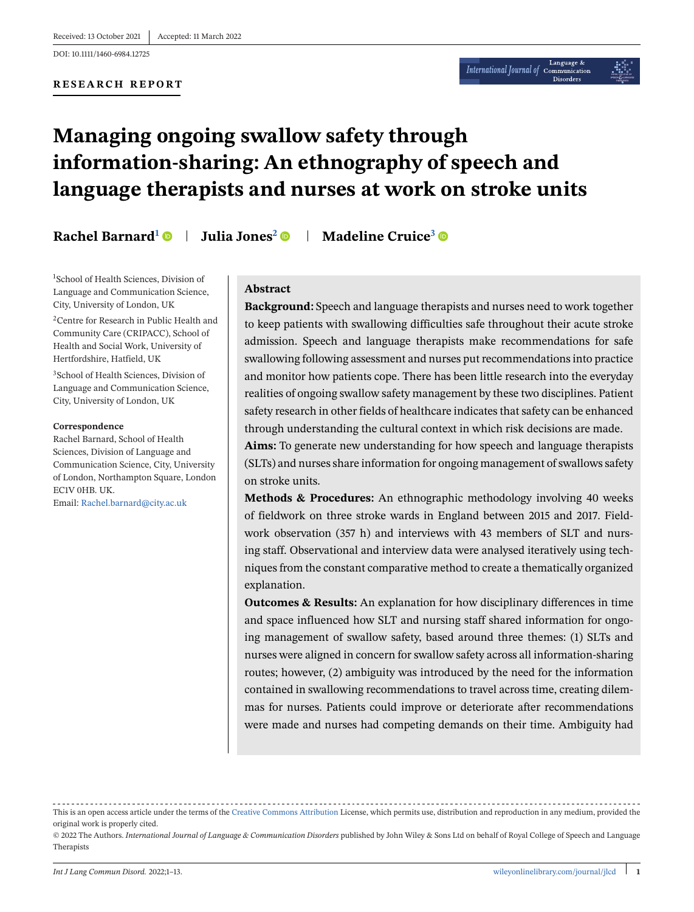Received: 13 October 2021 | Accepted: 11 March 2022

DOI: 10.1111/1460-6984.12725

**RESEARCH REPORT**

# Managing ongoing swallow safety through information-sharing: An ethnography of speech and language therapists and nurses at work on stroke units

**Rachel Barnard**[1] | **Julia Jones**[2] | **Madeline Cruice**[3]

[1]School of Health Sciences, Division of Language and Communication Science, City, University of London, UK

[2]Centre for Research in Public Health and Community Care (CRIPACC), School of Health and Social Work, University of Hertfordshire, Hatfield, UK

[3]School of Health Sciences, Division of Language and Communication Science, City, University of London, UK

**Correspondence**

Rachel Barnard, School of Health Sciences, Division of Language and Communication Science, City, University of London, Northampton Square, London EC1V 0HB. UK.

Email: Rachel.barnard@city.ac.uk

## Abstract

**Background:** Speech and language therapists and nurses need to work together to keep patients with swallowing difficulties safe throughout their acute stroke admission. Speech and language therapists make recommendations for safe swallowing following assessment and nurses put recommendations into practice and monitor how patients cope. There has been little research into the everyday realities of ongoing swallow safety management by these two disciplines. Patient safety research in other fields of healthcare indicates that safety can be enhanced through understanding the cultural context in which risk decisions are made.

**Aims:** To generate new understanding for how speech and language therapists (SLTs) and nurses share information for ongoing management of swallows safety on stroke units.

**Methods & Procedures:** An ethnographic methodology involving 40 weeks of fieldwork on three stroke wards in England between 2015 and 2017. Fieldwork observation (357 h) and interviews with 43 members of SLT and nursing staff. Observational and interview data were analysed iteratively using techniques from the constant comparative method to create a thematically organized explanation.

**Outcomes & Results:** An explanation for how disciplinary differences in time and space influenced how SLT and nursing staff shared information for ongoing management of swallow safety, based around three themes: (1) SLTs and nurses were aligned in concern for swallow safety across all information-sharing routes; however, (2) ambiguity was introduced by the need for the information contained in swallowing recommendations to travel across time, creating dilemmas for nurses. Patients could improve or deteriorate after recommendations were made and nurses had competing demands on their time. Ambiguity had

---

This is an open access article under the terms of the Creative Commons Attribution License, which permits use, distribution and reproduction in any medium, provided the original work is properly cited.

© 2022 The Authors. *International Journal of Language & Communication Disorders* published by John Wiley & Sons Ltd on behalf of Royal College of Speech and Language Therapists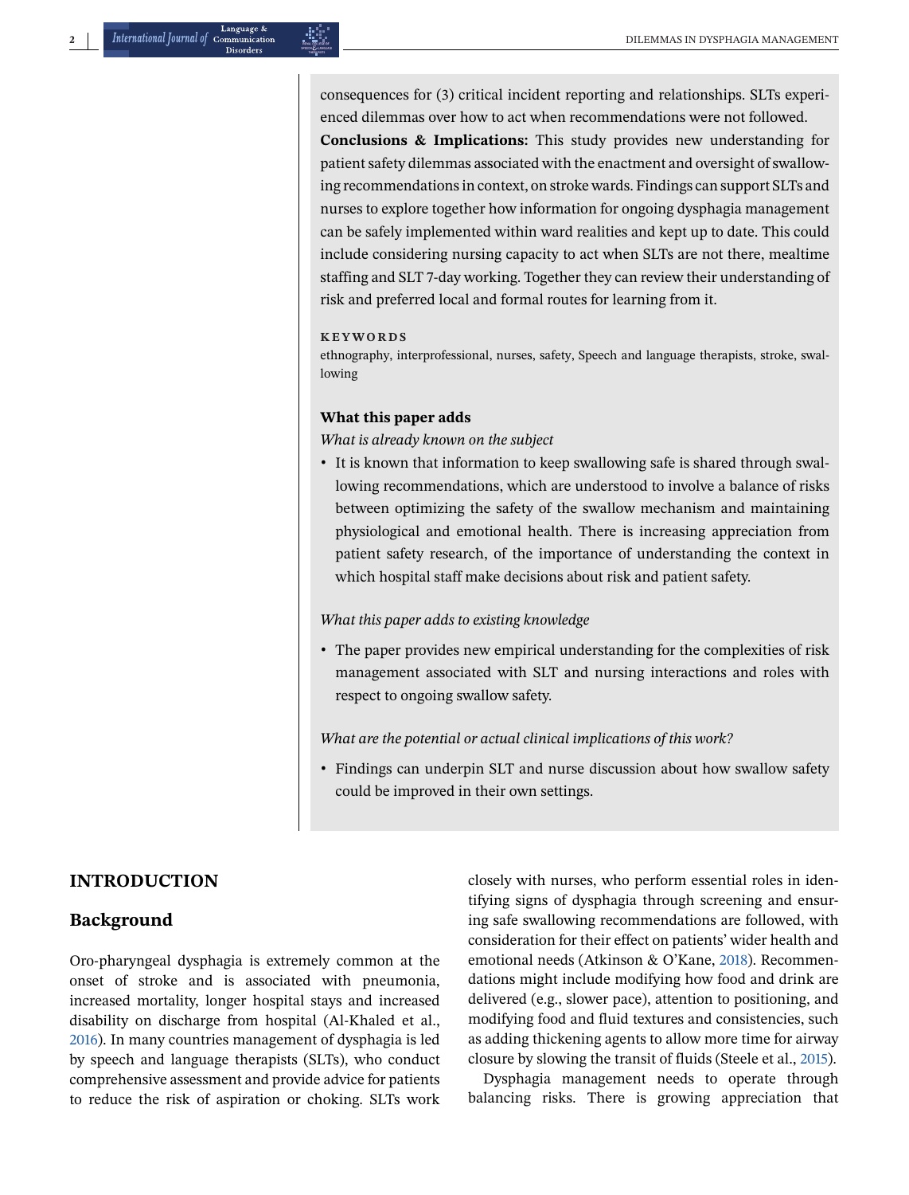consequences for (3) critical incident reporting and relationships. SLTs experienced dilemmas over how to act when recommendations were not followed.

**Conclusions & Implications:** This study provides new understanding for patient safety dilemmas associated with the enactment and oversight of swallowing recommendations in context, on stroke wards. Findings can support SLTs and nurses to explore together how information for ongoing dysphagia management can be safely implemented within ward realities and kept up to date. This could include considering nursing capacity to act when SLTs are not there, mealtime staffing and SLT 7-day working. Together they can review their understanding of risk and preferred local and formal routes for learning from it.

**KEYWORDS**

ethnography, interprofessional, nurses, safety, Speech and language therapists, stroke, swallowing

### What this paper adds

*What is already known on the subject*

- It is known that information to keep swallowing safe is shared through swallowing recommendations, which are understood to involve a balance of risks between optimizing the safety of the swallow mechanism and maintaining physiological and emotional health. There is increasing appreciation from patient safety research, of the importance of understanding the context in which hospital staff make decisions about risk and patient safety.

*What this paper adds to existing knowledge*

- The paper provides new empirical understanding for the complexities of risk management associated with SLT and nursing interactions and roles with respect to ongoing swallow safety.

*What are the potential or actual clinical implications of this work?*

- Findings can underpin SLT and nurse discussion about how swallow safety could be improved in their own settings.

# INTRODUCTION

## Background

Oro-pharyngeal dysphagia is extremely common at the onset of stroke and is associated with pneumonia, increased mortality, longer hospital stays and increased disability on discharge from hospital (Al-Khaled et al., 2016). In many countries management of dysphagia is led by speech and language therapists (SLTs), who conduct comprehensive assessment and provide advice for patients to reduce the risk of aspiration or choking. SLTs work closely with nurses, who perform essential roles in identifying signs of dysphagia through screening and ensuring safe swallowing recommendations are followed, with consideration for their effect on patients' wider health and emotional needs (Atkinson & O'Kane, 2018). Recommendations might include modifying how food and drink are delivered (e.g., slower pace), attention to positioning, and modifying food and fluid textures and consistencies, such as adding thickening agents to allow more time for airway closure by slowing the transit of fluids (Steele et al., 2015).

Dysphagia management needs to operate through balancing risks. There is growing appreciation that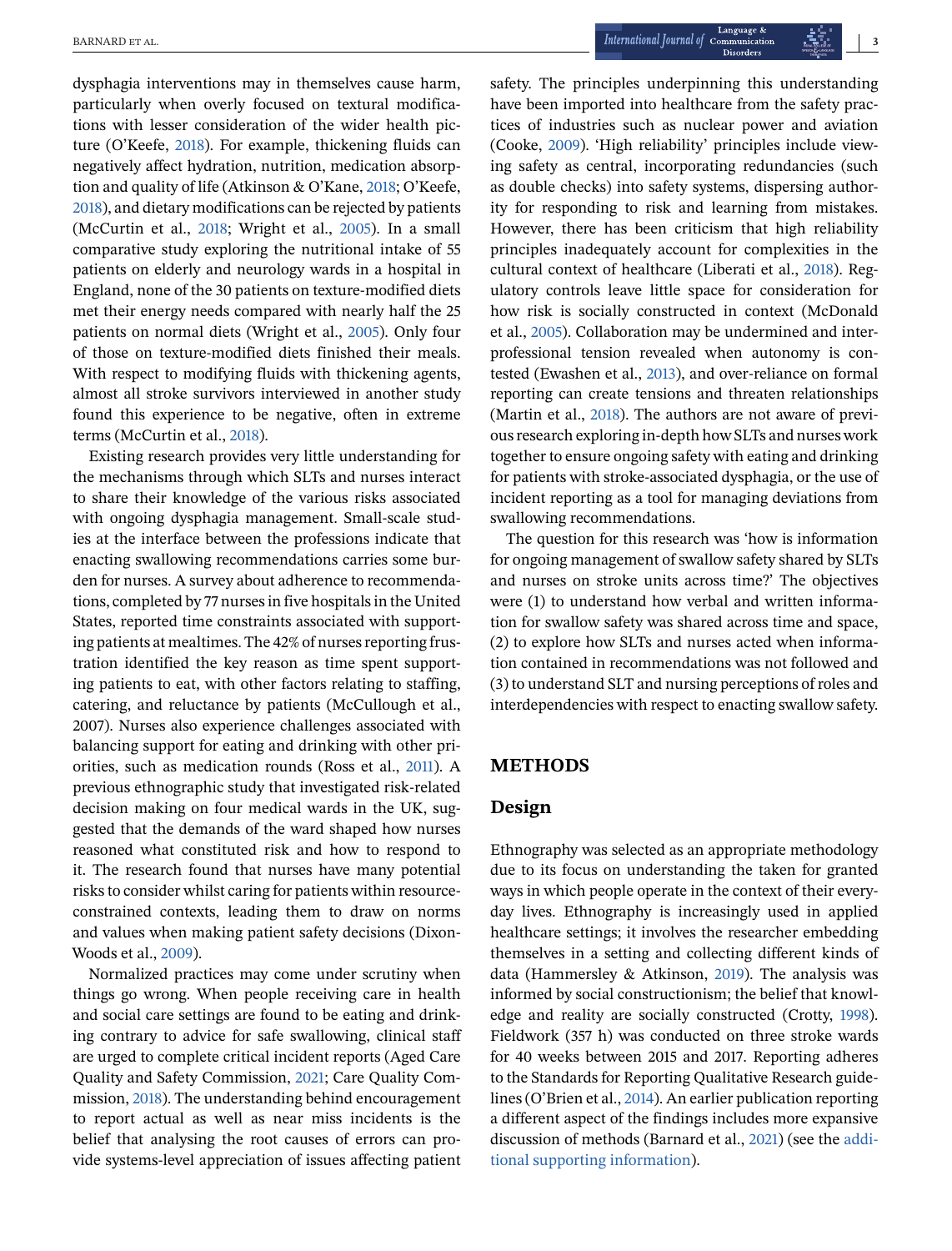dysphagia interventions may in themselves cause harm, particularly when overly focused on textural modifications with lesser consideration of the wider health picture (O'Keefe, 2018). For example, thickening fluids can negatively affect hydration, nutrition, medication absorption and quality of life (Atkinson & O'Kane, 2018; O'Keefe, 2018), and dietary modifications can be rejected by patients (McCurtin et al., 2018; Wright et al., 2005). In a small comparative study exploring the nutritional intake of 55 patients on elderly and neurology wards in a hospital in England, none of the 30 patients on texture-modified diets met their energy needs compared with nearly half the 25 patients on normal diets (Wright et al., 2005). Only four of those on texture-modified diets finished their meals. With respect to modifying fluids with thickening agents, almost all stroke survivors interviewed in another study found this experience to be negative, often in extreme terms (McCurtin et al., 2018).

Existing research provides very little understanding for the mechanisms through which SLTs and nurses interact to share their knowledge of the various risks associated with ongoing dysphagia management. Small-scale studies at the interface between the professions indicate that enacting swallowing recommendations carries some burden for nurses. A survey about adherence to recommendations, completed by 77 nurses in five hospitals in the United States, reported time constraints associated with supporting patients at mealtimes. The 42% of nurses reporting frustration identified the key reason as time spent supporting patients to eat, with other factors relating to staffing, catering, and reluctance by patients (McCullough et al., 2007). Nurses also experience challenges associated with balancing support for eating and drinking with other priorities, such as medication rounds (Ross et al., 2011). A previous ethnographic study that investigated risk-related decision making on four medical wards in the UK, suggested that the demands of the ward shaped how nurses reasoned what constituted risk and how to respond to it. The research found that nurses have many potential risks to consider whilst caring for patients within resource-constrained contexts, leading them to draw on norms and values when making patient safety decisions (Dixon-Woods et al., 2009).

Normalized practices may come under scrutiny when things go wrong. When people receiving care in health and social care settings are found to be eating and drinking contrary to advice for safe swallowing, clinical staff are urged to complete critical incident reports (Aged Care Quality and Safety Commission, 2021; Care Quality Commission, 2018). The understanding behind encouragement to report actual as well as near miss incidents is the belief that analysing the root causes of errors can provide systems-level appreciation of issues affecting patient safety. The principles underpinning this understanding have been imported into healthcare from the safety practices of industries such as nuclear power and aviation (Cooke, 2009). 'High reliability' principles include viewing safety as central, incorporating redundancies (such as double checks) into safety systems, dispersing authority for responding to risk and learning from mistakes. However, there has been criticism that high reliability principles inadequately account for complexities in the cultural context of healthcare (Liberati et al., 2018). Regulatory controls leave little space for consideration for how risk is socially constructed in context (McDonald et al., 2005). Collaboration may be undermined and interprofessional tension revealed when autonomy is contested (Ewashen et al., 2013), and over-reliance on formal reporting can create tensions and threaten relationships (Martin et al., 2018). The authors are not aware of previous research exploring in-depth how SLTs and nurses work together to ensure ongoing safety with eating and drinking for patients with stroke-associated dysphagia, or the use of incident reporting as a tool for managing deviations from swallowing recommendations.

The question for this research was 'how is information for ongoing management of swallow safety shared by SLTs and nurses on stroke units across time?' The objectives were (1) to understand how verbal and written information for swallow safety was shared across time and space, (2) to explore how SLTs and nurses acted when information contained in recommendations was not followed and (3) to understand SLT and nursing perceptions of roles and interdependencies with respect to enacting swallow safety.

## METHODS

### Design

Ethnography was selected as an appropriate methodology due to its focus on understanding the taken for granted ways in which people operate in the context of their everyday lives. Ethnography is increasingly used in applied healthcare settings; it involves the researcher embedding themselves in a setting and collecting different kinds of data (Hammersley & Atkinson, 2019). The analysis was informed by social constructionism; the belief that knowledge and reality are socially constructed (Crotty, 1998). Fieldwork (357 h) was conducted on three stroke wards for 40 weeks between 2015 and 2017. Reporting adheres to the Standards for Reporting Qualitative Research guidelines (O'Brien et al., 2014). An earlier publication reporting a different aspect of the findings includes more expansive discussion of methods (Barnard et al., 2021) (see the additional supporting information).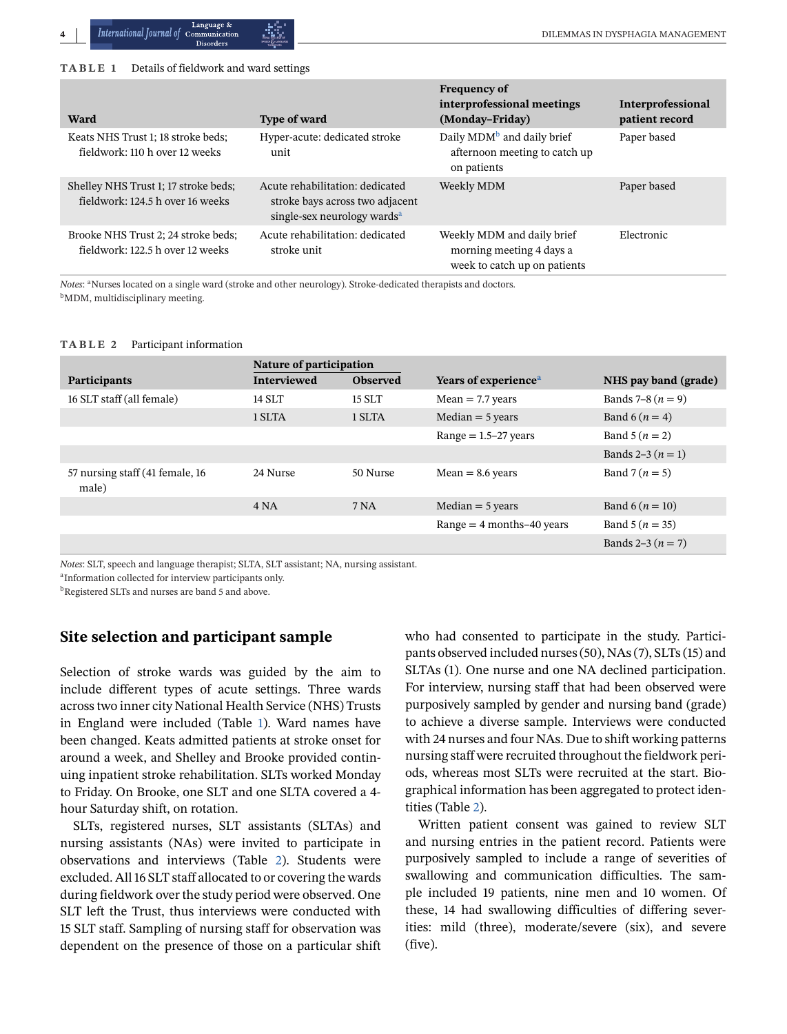**TABLE 1** Details of fieldwork and ward settings

| Ward | Type of ward | Frequency of interprofessional meetings (Monday–Friday) | Interprofessional patient record |
|---|---|---|---|
| Keats NHS Trust 1; 18 stroke beds; fieldwork: 110 h over 12 weeks | Hyper-acute: dedicated stroke unit | Daily MDM[b] and daily brief afternoon meeting to catch up on patients | Paper based |
| Shelley NHS Trust 1; 17 stroke beds; fieldwork: 124.5 h over 16 weeks | Acute rehabilitation: dedicated stroke bays across two adjacent single-sex neurology wards[a] | Weekly MDM | Paper based |
| Brooke NHS Trust 2; 24 stroke beds; fieldwork: 122.5 h over 12 weeks | Acute rehabilitation: dedicated stroke unit | Weekly MDM and daily brief morning meeting 4 days a week to catch up on patients | Electronic |

*Notes*: [a]Nurses located on a single ward (stroke and other neurology). Stroke-dedicated therapists and doctors.
[b]MDM, multidisciplinary meeting.

**TABLE 2** Participant information

| Participants | Nature of participation | | Years of experience[a] | NHS pay band (grade) |
|---|---|---|---|---|
| | Interviewed | Observed | | |
| 16 SLT staff (all female) | 14 SLT | 15 SLT | Mean = 7.7 years | Bands 7–8 (n = 9) |
| | 1 SLTA | 1 SLTA | Median = 5 years | Band 6 (n = 4) |
| | | | Range = 1.5–27 years | Band 5 (n = 2) |
| | | | | Bands 2–3 (n = 1) |
| 57 nursing staff (41 female, 16 male) | 24 Nurse | 50 Nurse | Mean = 8.6 years | Band 7 (n = 5) |
| | 4 NA | 7 NA | Median = 5 years | Band 6 (n = 10) |
| | | | Range = 4 months–40 years | Band 5 (n = 35) |
| | | | | Bands 2–3 (n = 7) |

*Notes*: SLT, speech and language therapist; SLTA, SLT assistant; NA, nursing assistant.
[a]Information collected for interview participants only.
[b]Registered SLTs and nurses are band 5 and above.

## Site selection and participant sample

Selection of stroke wards was guided by the aim to include different types of acute settings. Three wards across two inner city National Health Service (NHS) Trusts in England were included (Table 1). Ward names have been changed. Keats admitted patients at stroke onset for around a week, and Shelley and Brooke provided continuing inpatient stroke rehabilitation. SLTs worked Monday to Friday. On Brooke, one SLT and one SLTA covered a 4-hour Saturday shift, on rotation.

SLTs, registered nurses, SLT assistants (SLTAs) and nursing assistants (NAs) were invited to participate in observations and interviews (Table 2). Students were excluded. All 16 SLT staff allocated to or covering the wards during fieldwork over the study period were observed. One SLT left the Trust, thus interviews were conducted with 15 SLT staff. Sampling of nursing staff for observation was dependent on the presence of those on a particular shift who had consented to participate in the study. Participants observed included nurses (50), NAs (7), SLTs (15) and SLTAs (1). One nurse and one NA declined participation. For interview, nursing staff that had been observed were purposively sampled by gender and nursing band (grade) to achieve a diverse sample. Interviews were conducted with 24 nurses and four NAs. Due to shift working patterns nursing staff were recruited throughout the fieldwork periods, whereas most SLTs were recruited at the start. Biographical information has been aggregated to protect identities (Table 2).

Written patient consent was gained to review SLT and nursing entries in the patient record. Patients were purposively sampled to include a range of severities of swallowing and communication difficulties. The sample included 19 patients, nine men and 10 women. Of these, 14 had swallowing difficulties of differing severities: mild (three), moderate/severe (six), and severe (five).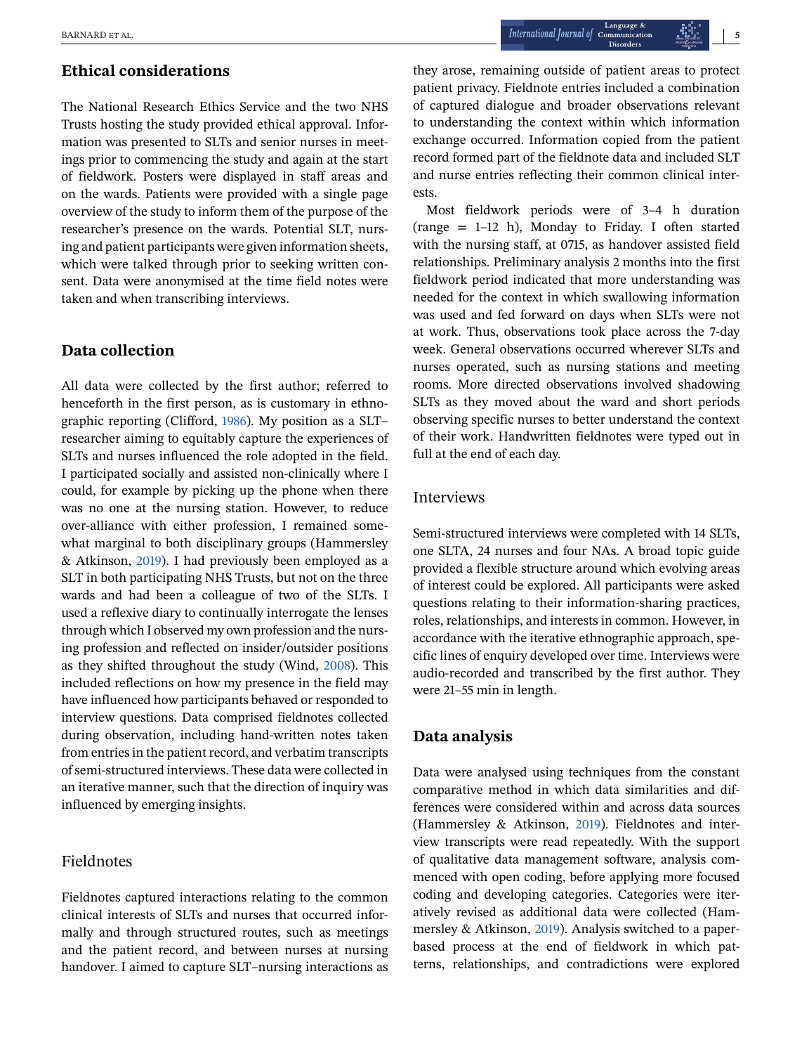## Ethical considerations

The National Research Ethics Service and the two NHS Trusts hosting the study provided ethical approval. Information was presented to SLTs and senior nurses in meetings prior to commencing the study and again at the start of fieldwork. Posters were displayed in staff areas and on the wards. Patients were provided with a single page overview of the study to inform them of the purpose of the researcher's presence on the wards. Potential SLT, nursing and patient participants were given information sheets, which were talked through prior to seeking written consent. Data were anonymised at the time field notes were taken and when transcribing interviews.

## Data collection

All data were collected by the first author; referred to henceforth in the first person, as is customary in ethnographic reporting (Clifford, 1986). My position as a SLT–researcher aiming to equitably capture the experiences of SLTs and nurses influenced the role adopted in the field. I participated socially and assisted non-clinically where I could, for example by picking up the phone when there was no one at the nursing station. However, to reduce over-alliance with either profession, I remained somewhat marginal to both disciplinary groups (Hammersley & Atkinson, 2019). I had previously been employed as a SLT in both participating NHS Trusts, but not on the three wards and had been a colleague of two of the SLTs. I used a reflexive diary to continually interrogate the lenses through which I observed my own profession and the nursing profession and reflected on insider/outsider positions as they shifted throughout the study (Wind, 2008). This included reflections on how my presence in the field may have influenced how participants behaved or responded to interview questions. Data comprised fieldnotes collected during observation, including hand-written notes taken from entries in the patient record, and verbatim transcripts of semi-structured interviews. These data were collected in an iterative manner, such that the direction of inquiry was influenced by emerging insights.

### Fieldnotes

Fieldnotes captured interactions relating to the common clinical interests of SLTs and nurses that occurred informally and through structured routes, such as meetings and the patient record, and between nurses at nursing handover. I aimed to capture SLT–nursing interactions as they arose, remaining outside of patient areas to protect patient privacy. Fieldnote entries included a combination of captured dialogue and broader observations relevant to understanding the context within which information exchange occurred. Information copied from the patient record formed part of the fieldnote data and included SLT and nurse entries reflecting their common clinical interests.

Most fieldwork periods were of 3–4 h duration (range = 1–12 h), Monday to Friday. I often started with the nursing staff, at 0715, as handover assisted field relationships. Preliminary analysis 2 months into the first fieldwork period indicated that more understanding was needed for the context in which swallowing information was used and fed forward on days when SLTs were not at work. Thus, observations took place across the 7-day week. General observations occurred wherever SLTs and nurses operated, such as nursing stations and meeting rooms. More directed observations involved shadowing SLTs as they moved about the ward and short periods observing specific nurses to better understand the context of their work. Handwritten fieldnotes were typed out in full at the end of each day.

### Interviews

Semi-structured interviews were completed with 14 SLTs, one SLTA, 24 nurses and four NAs. A broad topic guide provided a flexible structure around which evolving areas of interest could be explored. All participants were asked questions relating to their information-sharing practices, roles, relationships, and interests in common. However, in accordance with the iterative ethnographic approach, specific lines of enquiry developed over time. Interviews were audio-recorded and transcribed by the first author. They were 21–55 min in length.

## Data analysis

Data were analysed using techniques from the constant comparative method in which data similarities and differences were considered within and across data sources (Hammersley & Atkinson, 2019). Fieldnotes and interview transcripts were read repeatedly. With the support of qualitative data management software, analysis commenced with open coding, before applying more focused coding and developing categories. Categories were iteratively revised as additional data were collected (Hammersley & Atkinson, 2019). Analysis switched to a paper-based process at the end of fieldwork in which patterns, relationships, and contradictions were explored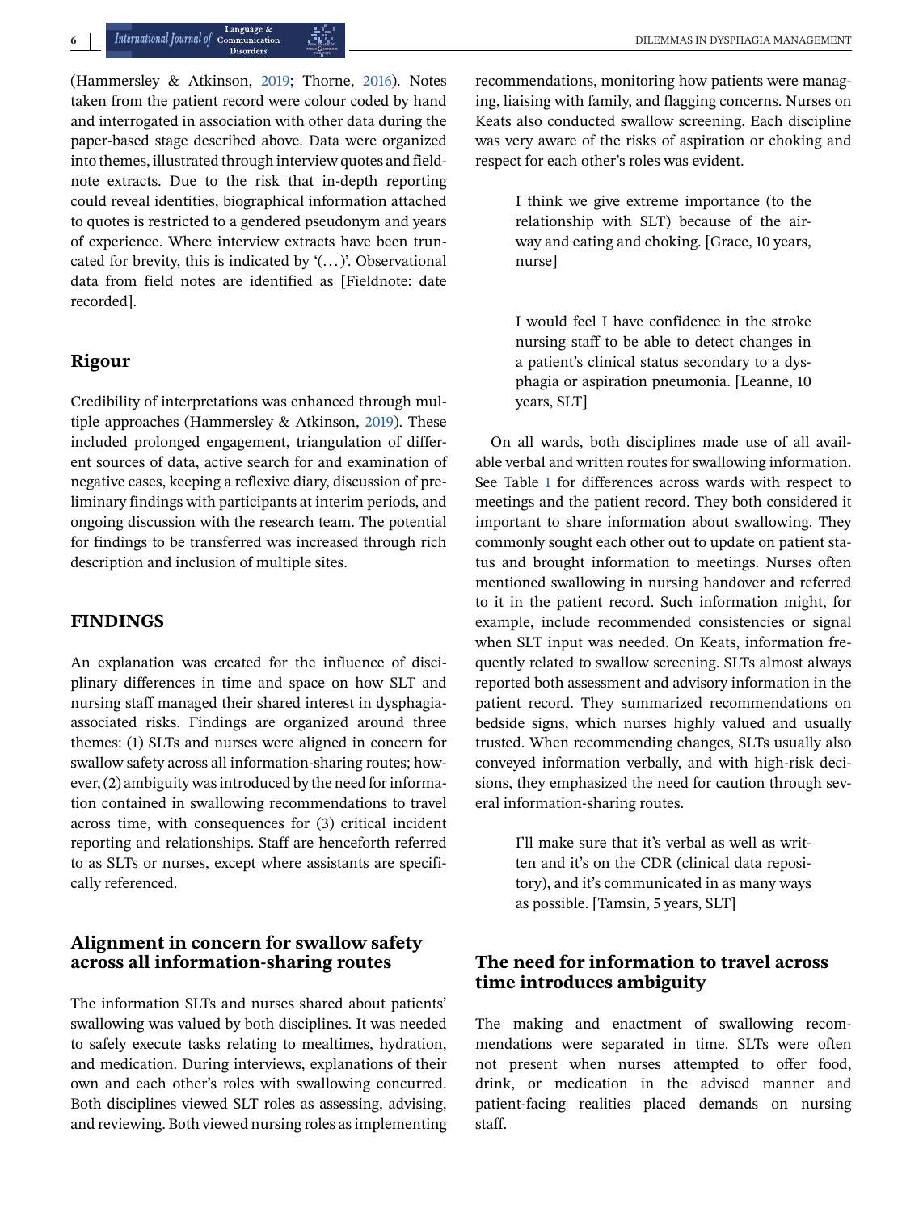(Hammersley & Atkinson, 2019; Thorne, 2016). Notes taken from the patient record were colour coded by hand and interrogated in association with other data during the paper-based stage described above. Data were organized into themes, illustrated through interview quotes and field-note extracts. Due to the risk that in-depth reporting could reveal identities, biographical information attached to quotes is restricted to a gendered pseudonym and years of experience. Where interview extracts have been truncated for brevity, this is indicated by '(. . .)'. Observational data from field notes are identified as [Fieldnote: date recorded].

## Rigour

Credibility of interpretations was enhanced through multiple approaches (Hammersley & Atkinson, 2019). These included prolonged engagement, triangulation of different sources of data, active search for and examination of negative cases, keeping a reflexive diary, discussion of preliminary findings with participants at interim periods, and ongoing discussion with the research team. The potential for findings to be transferred was increased through rich description and inclusion of multiple sites.

## FINDINGS

An explanation was created for the influence of disciplinary differences in time and space on how SLT and nursing staff managed their shared interest in dysphagia-associated risks. Findings are organized around three themes: (1) SLTs and nurses were aligned in concern for swallow safety across all information-sharing routes; however, (2) ambiguity was introduced by the need for information contained in swallowing recommendations to travel across time, with consequences for (3) critical incident reporting and relationships. Staff are henceforth referred to as SLTs or nurses, except where assistants are specifically referenced.

### Alignment in concern for swallow safety across all information-sharing routes

The information SLTs and nurses shared about patients' swallowing was valued by both disciplines. It was needed to safely execute tasks relating to mealtimes, hydration, and medication. During interviews, explanations of their own and each other's roles with swallowing concurred. Both disciplines viewed SLT roles as assessing, advising, and reviewing. Both viewed nursing roles as implementing recommendations, monitoring how patients were managing, liaising with family, and flagging concerns. Nurses on Keats also conducted swallow screening. Each discipline was very aware of the risks of aspiration or choking and respect for each other's roles was evident.

> I think we give extreme importance (to the relationship with SLT) because of the airway and eating and choking. [Grace, 10 years, nurse]

> I would feel I have confidence in the stroke nursing staff to be able to detect changes in a patient's clinical status secondary to a dysphagia or aspiration pneumonia. [Leanne, 10 years, SLT]

On all wards, both disciplines made use of all available verbal and written routes for swallowing information. See Table 1 for differences across wards with respect to meetings and the patient record. They both considered it important to share information about swallowing. They commonly sought each other out to update on patient status and brought information to meetings. Nurses often mentioned swallowing in nursing handover and referred to it in the patient record. Such information might, for example, include recommended consistencies or signal when SLT input was needed. On Keats, information frequently related to swallow screening. SLTs almost always reported both assessment and advisory information in the patient record. They summarized recommendations on bedside signs, which nurses highly valued and usually trusted. When recommending changes, SLTs usually also conveyed information verbally, and with high-risk decisions, they emphasized the need for caution through several information-sharing routes.

> I'll make sure that it's verbal as well as written and it's on the CDR (clinical data repository), and it's communicated in as many ways as possible. [Tamsin, 5 years, SLT]

### The need for information to travel across time introduces ambiguity

The making and enactment of swallowing recommendations were separated in time. SLTs were often not present when nurses attempted to offer food, drink, or medication in the advised manner and patient-facing realities placed demands on nursing staff.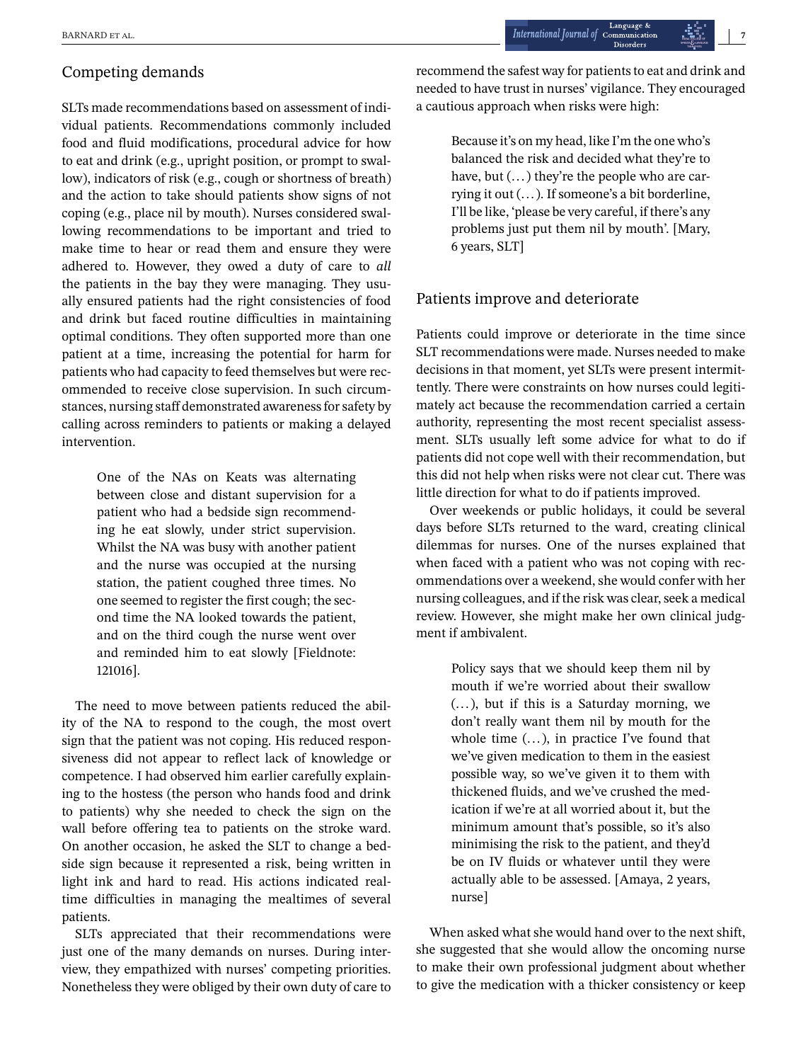## Competing demands

SLTs made recommendations based on assessment of individual patients. Recommendations commonly included food and fluid modifications, procedural advice for how to eat and drink (e.g., upright position, or prompt to swallow), indicators of risk (e.g., cough or shortness of breath) and the action to take should patients show signs of not coping (e.g., place nil by mouth). Nurses considered swallowing recommendations to be important and tried to make time to hear or read them and ensure they were adhered to. However, they owed a duty of care to *all* the patients in the bay they were managing. They usually ensured patients had the right consistencies of food and drink but faced routine difficulties in maintaining optimal conditions. They often supported more than one patient at a time, increasing the potential for harm for patients who had capacity to feed themselves but were recommended to receive close supervision. In such circumstances, nursing staff demonstrated awareness for safety by calling across reminders to patients or making a delayed intervention.

> One of the NAs on Keats was alternating between close and distant supervision for a patient who had a bedside sign recommending he eat slowly, under strict supervision. Whilst the NA was busy with another patient and the nurse was occupied at the nursing station, the patient coughed three times. No one seemed to register the first cough; the second time the NA looked towards the patient, and on the third cough the nurse went over and reminded him to eat slowly [Fieldnote: 121016].

The need to move between patients reduced the ability of the NA to respond to the cough, the most overt sign that the patient was not coping. His reduced responsiveness did not appear to reflect lack of knowledge or competence. I had observed him earlier carefully explaining to the hostess (the person who hands food and drink to patients) why she needed to check the sign on the wall before offering tea to patients on the stroke ward. On another occasion, he asked the SLT to change a bedside sign because it represented a risk, being written in light ink and hard to read. His actions indicated real-time difficulties in managing the mealtimes of several patients.

SLTs appreciated that their recommendations were just one of the many demands on nurses. During interview, they empathized with nurses' competing priorities. Nonetheless they were obliged by their own duty of care to recommend the safest way for patients to eat and drink and needed to have trust in nurses' vigilance. They encouraged a cautious approach when risks were high:

> Because it's on my head, like I'm the one who's balanced the risk and decided what they're to have, but (…) they're the people who are carrying it out (…). If someone's a bit borderline, I'll be like, 'please be very careful, if there's any problems just put them nil by mouth'. [Mary, 6 years, SLT]

## Patients improve and deteriorate

Patients could improve or deteriorate in the time since SLT recommendations were made. Nurses needed to make decisions in that moment, yet SLTs were present intermittently. There were constraints on how nurses could legitimately act because the recommendation carried a certain authority, representing the most recent specialist assessment. SLTs usually left some advice for what to do if patients did not cope well with their recommendation, but this did not help when risks were not clear cut. There was little direction for what to do if patients improved.

Over weekends or public holidays, it could be several days before SLTs returned to the ward, creating clinical dilemmas for nurses. One of the nurses explained that when faced with a patient who was not coping with recommendations over a weekend, she would confer with her nursing colleagues, and if the risk was clear, seek a medical review. However, she might make her own clinical judgment if ambivalent.

> Policy says that we should keep them nil by mouth if we're worried about their swallow (…), but if this is a Saturday morning, we don't really want them nil by mouth for the whole time (…), in practice I've found that we've given medication to them in the easiest possible way, so we've given it to them with thickened fluids, and we've crushed the medication if we're at all worried about it, but the minimum amount that's possible, so it's also minimising the risk to the patient, and they'd be on IV fluids or whatever until they were actually able to be assessed. [Amaya, 2 years, nurse]

When asked what she would hand over to the next shift, she suggested that she would allow the oncoming nurse to make their own professional judgment about whether to give the medication with a thicker consistency or keep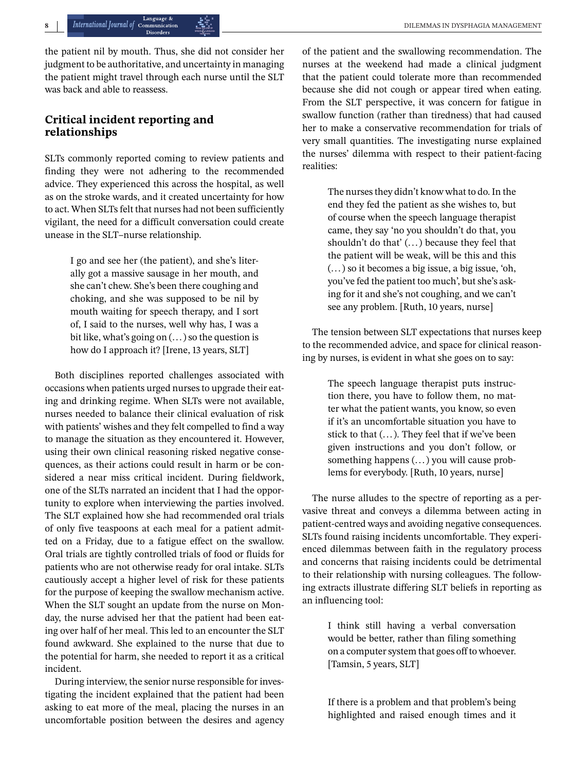the patient nil by mouth. Thus, she did not consider her judgment to be authoritative, and uncertainty in managing the patient might travel through each nurse until the SLT was back and able to reassess.

## Critical incident reporting and relationships

SLTs commonly reported coming to review patients and finding they were not adhering to the recommended advice. They experienced this across the hospital, as well as on the stroke wards, and it created uncertainty for how to act. When SLTs felt that nurses had not been sufficiently vigilant, the need for a difficult conversation could create unease in the SLT–nurse relationship.

> I go and see her (the patient), and she's literally got a massive sausage in her mouth, and she can't chew. She's been there coughing and choking, and she was supposed to be nil by mouth waiting for speech therapy, and I sort of, I said to the nurses, well why has, I was a bit like, what's going on (…) so the question is how do I approach it? [Irene, 13 years, SLT]

Both disciplines reported challenges associated with occasions when patients urged nurses to upgrade their eating and drinking regime. When SLTs were not available, nurses needed to balance their clinical evaluation of risk with patients' wishes and they felt compelled to find a way to manage the situation as they encountered it. However, using their own clinical reasoning risked negative consequences, as their actions could result in harm or be considered a near miss critical incident. During fieldwork, one of the SLTs narrated an incident that I had the opportunity to explore when interviewing the parties involved. The SLT explained how she had recommended oral trials of only five teaspoons at each meal for a patient admitted on a Friday, due to a fatigue effect on the swallow. Oral trials are tightly controlled trials of food or fluids for patients who are not otherwise ready for oral intake. SLTs cautiously accept a higher level of risk for these patients for the purpose of keeping the swallow mechanism active. When the SLT sought an update from the nurse on Monday, the nurse advised her that the patient had been eating over half of her meal. This led to an encounter the SLT found awkward. She explained to the nurse that due to the potential for harm, she needed to report it as a critical incident.

During interview, the senior nurse responsible for investigating the incident explained that the patient had been asking to eat more of the meal, placing the nurses in an uncomfortable position between the desires and agency of the patient and the swallowing recommendation. The nurses at the weekend had made a clinical judgment that the patient could tolerate more than recommended because she did not cough or appear tired when eating. From the SLT perspective, it was concern for fatigue in swallow function (rather than tiredness) that had caused her to make a conservative recommendation for trials of very small quantities. The investigating nurse explained the nurses' dilemma with respect to their patient-facing realities:

> The nurses they didn't know what to do. In the end they fed the patient as she wishes to, but of course when the speech language therapist came, they say 'no you shouldn't do that, you shouldn't do that' (…) because they feel that the patient will be weak, will be this and this (…) so it becomes a big issue, a big issue, 'oh, you've fed the patient too much', but she's asking for it and she's not coughing, and we can't see any problem. [Ruth, 10 years, nurse]

The tension between SLT expectations that nurses keep to the recommended advice, and space for clinical reasoning by nurses, is evident in what she goes on to say:

> The speech language therapist puts instruction there, you have to follow them, no matter what the patient wants, you know, so even if it's an uncomfortable situation you have to stick to that (…). They feel that if we've been given instructions and you don't follow, or something happens (…) you will cause problems for everybody. [Ruth, 10 years, nurse]

The nurse alludes to the spectre of reporting as a pervasive threat and conveys a dilemma between acting in patient-centred ways and avoiding negative consequences. SLTs found raising incidents uncomfortable. They experienced dilemmas between faith in the regulatory process and concerns that raising incidents could be detrimental to their relationship with nursing colleagues. The following extracts illustrate differing SLT beliefs in reporting as an influencing tool:

> I think still having a verbal conversation would be better, rather than filing something on a computer system that goes off to whoever. [Tamsin, 5 years, SLT]

> If there is a problem and that problem's being highlighted and raised enough times and it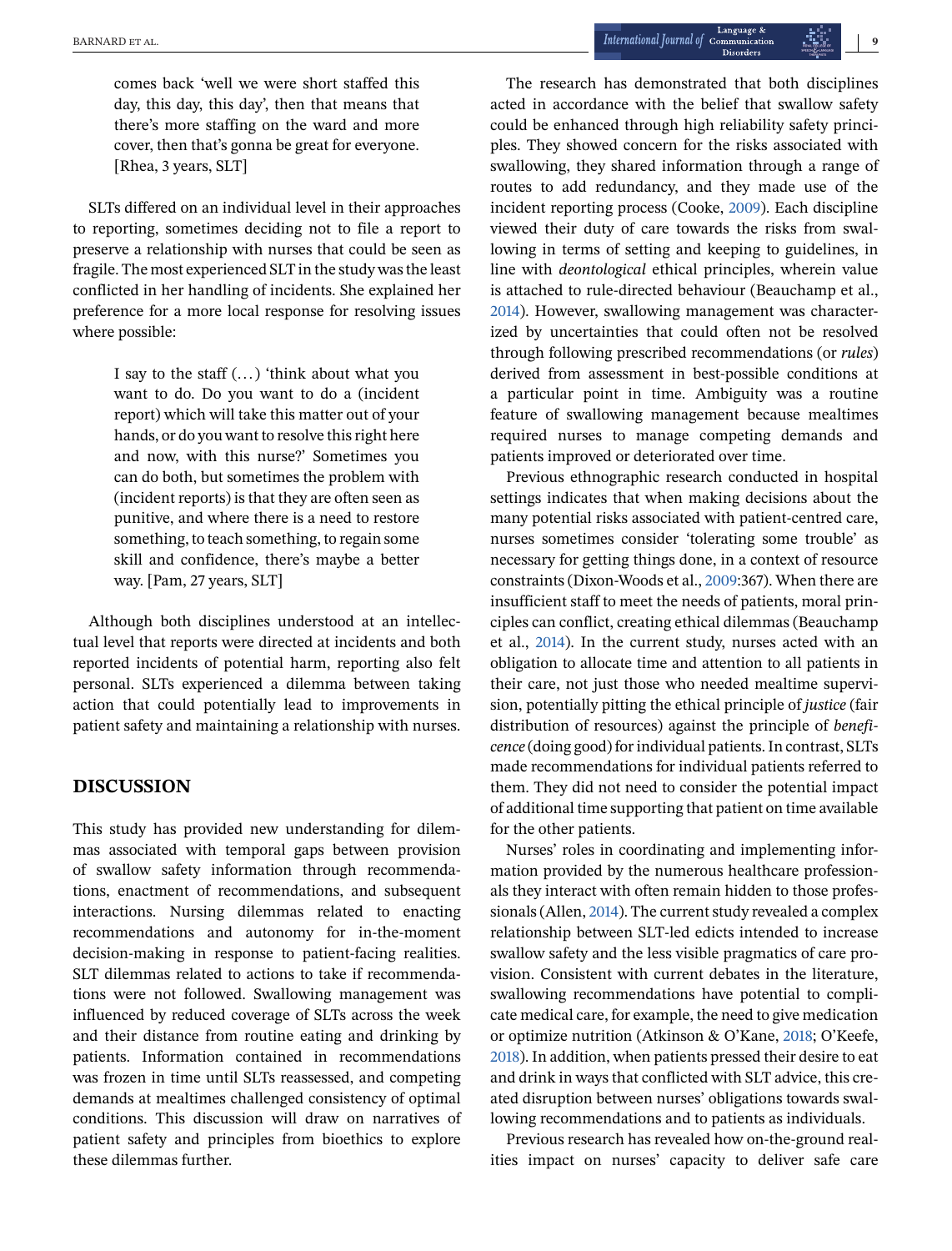> comes back 'well we were short staffed this day, this day, this day', then that means that there's more staffing on the ward and more cover, then that's gonna be great for everyone. [Rhea, 3 years, SLT]

SLTs differed on an individual level in their approaches to reporting, sometimes deciding not to file a report to preserve a relationship with nurses that could be seen as fragile. The most experienced SLT in the study was the least conflicted in her handling of incidents. She explained her preference for a more local response for resolving issues where possible:

> I say to the staff (…) 'think about what you want to do. Do you want to do a (incident report) which will take this matter out of your hands, or do you want to resolve this right here and now, with this nurse?' Sometimes you can do both, but sometimes the problem with (incident reports) is that they are often seen as punitive, and where there is a need to restore something, to teach something, to regain some skill and confidence, there's maybe a better way. [Pam, 27 years, SLT]

Although both disciplines understood at an intellectual level that reports were directed at incidents and both reported incidents of potential harm, reporting also felt personal. SLTs experienced a dilemma between taking action that could potentially lead to improvements in patient safety and maintaining a relationship with nurses.

## DISCUSSION

This study has provided new understanding for dilemmas associated with temporal gaps between provision of swallow safety information through recommendations, enactment of recommendations, and subsequent interactions. Nursing dilemmas related to enacting recommendations and autonomy for in-the-moment decision-making in response to patient-facing realities. SLT dilemmas related to actions to take if recommendations were not followed. Swallowing management was influenced by reduced coverage of SLTs across the week and their distance from routine eating and drinking by patients. Information contained in recommendations was frozen in time until SLTs reassessed, and competing demands at mealtimes challenged consistency of optimal conditions. This discussion will draw on narratives of patient safety and principles from bioethics to explore these dilemmas further.

The research has demonstrated that both disciplines acted in accordance with the belief that swallow safety could be enhanced through high reliability safety principles. They showed concern for the risks associated with swallowing, they shared information through a range of routes to add redundancy, and they made use of the incident reporting process (Cooke, 2009). Each discipline viewed their duty of care towards the risks from swallowing in terms of setting and keeping to guidelines, in line with *deontological* ethical principles, wherein value is attached to rule-directed behaviour (Beauchamp et al., 2014). However, swallowing management was characterized by uncertainties that could often not be resolved through following prescribed recommendations (or *rules*) derived from assessment in best-possible conditions at a particular point in time. Ambiguity was a routine feature of swallowing management because mealtimes required nurses to manage competing demands and patients improved or deteriorated over time.

Previous ethnographic research conducted in hospital settings indicates that when making decisions about the many potential risks associated with patient-centred care, nurses sometimes consider 'tolerating some trouble' as necessary for getting things done, in a context of resource constraints (Dixon-Woods et al., 2009:367). When there are insufficient staff to meet the needs of patients, moral principles can conflict, creating ethical dilemmas (Beauchamp et al., 2014). In the current study, nurses acted with an obligation to allocate time and attention to all patients in their care, not just those who needed mealtime supervision, potentially pitting the ethical principle of *justice* (fair distribution of resources) against the principle of *beneficence* (doing good) for individual patients. In contrast, SLTs made recommendations for individual patients referred to them. They did not need to consider the potential impact of additional time supporting that patient on time available for the other patients.

Nurses' roles in coordinating and implementing information provided by the numerous healthcare professionals they interact with often remain hidden to those professionals (Allen, 2014). The current study revealed a complex relationship between SLT-led edicts intended to increase swallow safety and the less visible pragmatics of care provision. Consistent with current debates in the literature, swallowing recommendations have potential to complicate medical care, for example, the need to give medication or optimize nutrition (Atkinson & O'Kane, 2018; O'Keefe, 2018). In addition, when patients pressed their desire to eat and drink in ways that conflicted with SLT advice, this created disruption between nurses' obligations towards swallowing recommendations and to patients as individuals.

Previous research has revealed how on-the-ground realities impact on nurses' capacity to deliver safe care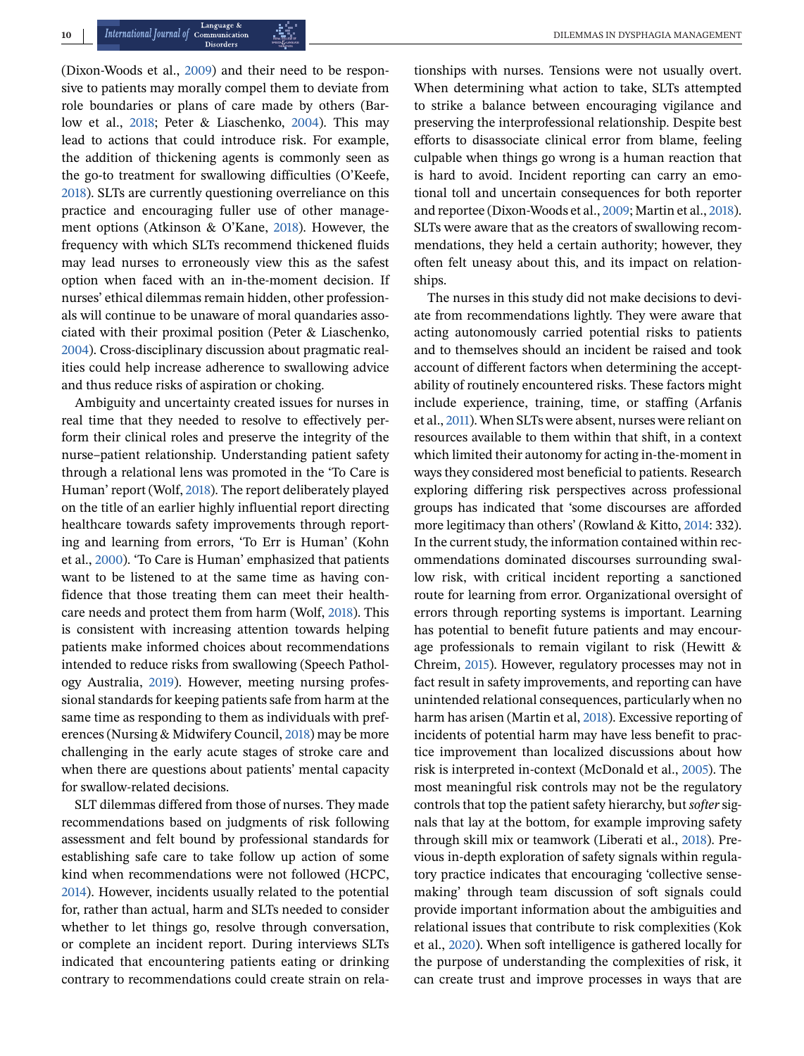(Dixon-Woods et al., 2009) and their need to be responsive to patients may morally compel them to deviate from role boundaries or plans of care made by others (Barlow et al., 2018; Peter & Liaschenko, 2004). This may lead to actions that could introduce risk. For example, the addition of thickening agents is commonly seen as the go-to treatment for swallowing difficulties (O'Keefe, 2018). SLTs are currently questioning overreliance on this practice and encouraging fuller use of other management options (Atkinson & O'Kane, 2018). However, the frequency with which SLTs recommend thickened fluids may lead nurses to erroneously view this as the safest option when faced with an in-the-moment decision. If nurses' ethical dilemmas remain hidden, other professionals will continue to be unaware of moral quandaries associated with their proximal position (Peter & Liaschenko, 2004). Cross-disciplinary discussion about pragmatic realities could help increase adherence to swallowing advice and thus reduce risks of aspiration or choking.

Ambiguity and uncertainty created issues for nurses in real time that they needed to resolve to effectively perform their clinical roles and preserve the integrity of the nurse–patient relationship. Understanding patient safety through a relational lens was promoted in the 'To Care is Human' report (Wolf, 2018). The report deliberately played on the title of an earlier highly influential report directing healthcare towards safety improvements through reporting and learning from errors, 'To Err is Human' (Kohn et al., 2000). 'To Care is Human' emphasized that patients want to be listened to at the same time as having confidence that those treating them can meet their healthcare needs and protect them from harm (Wolf, 2018). This is consistent with increasing attention towards helping patients make informed choices about recommendations intended to reduce risks from swallowing (Speech Pathology Australia, 2019). However, meeting nursing professional standards for keeping patients safe from harm at the same time as responding to them as individuals with preferences (Nursing & Midwifery Council, 2018) may be more challenging in the early acute stages of stroke care and when there are questions about patients' mental capacity for swallow-related decisions.

SLT dilemmas differed from those of nurses. They made recommendations based on judgments of risk following assessment and felt bound by professional standards for establishing safe care to take follow up action of some kind when recommendations were not followed (HCPC, 2014). However, incidents usually related to the potential for, rather than actual, harm and SLTs needed to consider whether to let things go, resolve through conversation, or complete an incident report. During interviews SLTs indicated that encountering patients eating or drinking contrary to recommendations could create strain on relationships with nurses. Tensions were not usually overt. When determining what action to take, SLTs attempted to strike a balance between encouraging vigilance and preserving the interprofessional relationship. Despite best efforts to disassociate clinical error from blame, feeling culpable when things go wrong is a human reaction that is hard to avoid. Incident reporting can carry an emotional toll and uncertain consequences for both reporter and reportee (Dixon-Woods et al., 2009; Martin et al., 2018). SLTs were aware that as the creators of swallowing recommendations, they held a certain authority; however, they often felt uneasy about this, and its impact on relationships.

The nurses in this study did not make decisions to deviate from recommendations lightly. They were aware that acting autonomously carried potential risks to patients and to themselves should an incident be raised and took account of different factors when determining the acceptability of routinely encountered risks. These factors might include experience, training, time, or staffing (Arfanis et al., 2011). When SLTs were absent, nurses were reliant on resources available to them within that shift, in a context which limited their autonomy for acting in-the-moment in ways they considered most beneficial to patients. Research exploring differing risk perspectives across professional groups has indicated that 'some discourses are afforded more legitimacy than others' (Rowland & Kitto, 2014: 332). In the current study, the information contained within recommendations dominated discourses surrounding swallow risk, with critical incident reporting a sanctioned route for learning from error. Organizational oversight of errors through reporting systems is important. Learning has potential to benefit future patients and may encourage professionals to remain vigilant to risk (Hewitt & Chreim, 2015). However, regulatory processes may not in fact result in safety improvements, and reporting can have unintended relational consequences, particularly when no harm has arisen (Martin et al, 2018). Excessive reporting of incidents of potential harm may have less benefit to practice improvement than localized discussions about how risk is interpreted in-context (McDonald et al., 2005). The most meaningful risk controls may not be the regulatory controls that top the patient safety hierarchy, but *softer* signals that lay at the bottom, for example improving safety through skill mix or teamwork (Liberati et al., 2018). Previous in-depth exploration of safety signals within regulatory practice indicates that encouraging 'collective sensemaking' through team discussion of soft signals could provide important information about the ambiguities and relational issues that contribute to risk complexities (Kok et al., 2020). When soft intelligence is gathered locally for the purpose of understanding the complexities of risk, it can create trust and improve processes in ways that are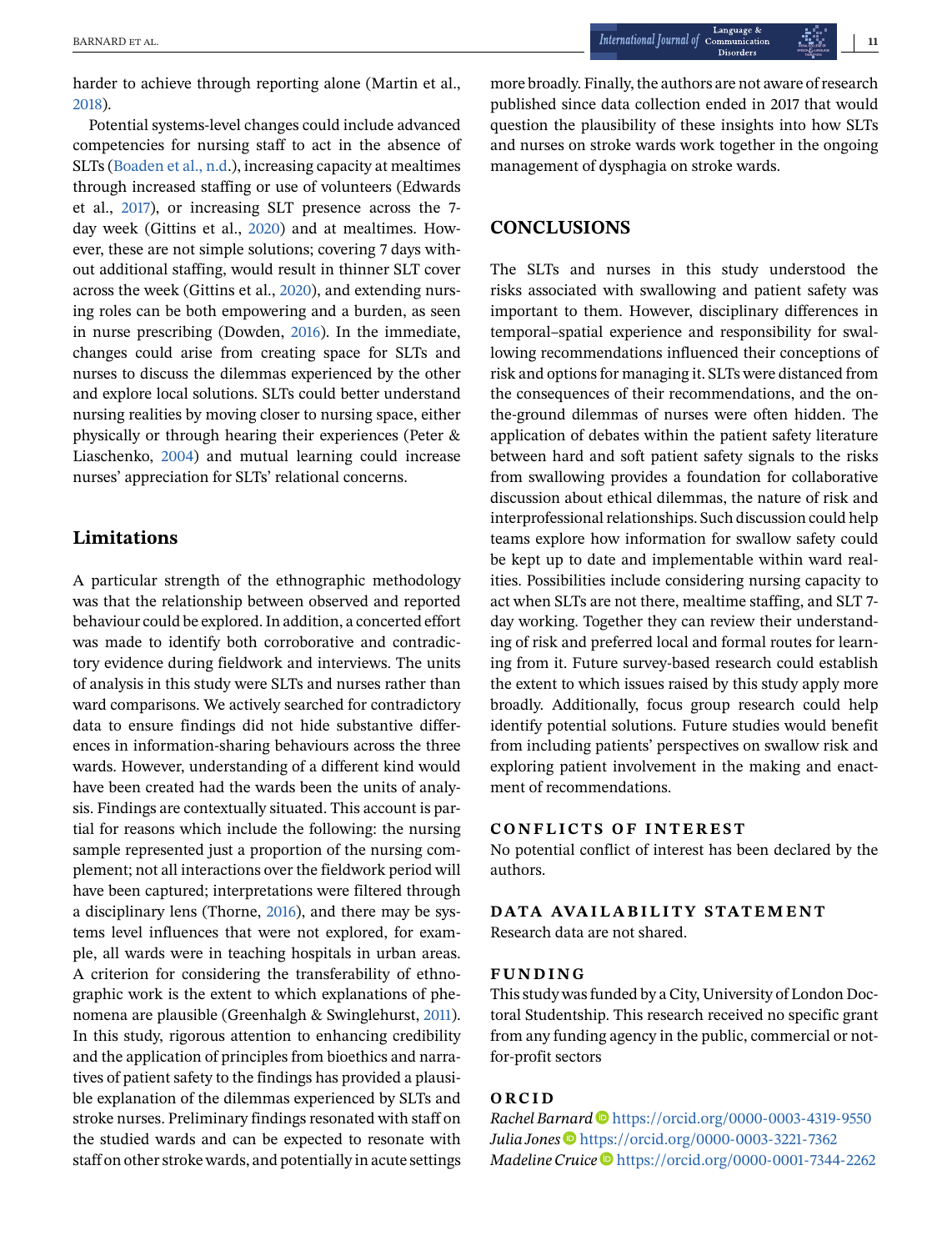harder to achieve through reporting alone (Martin et al., 2018).

Potential systems-level changes could include advanced competencies for nursing staff to act in the absence of SLTs (Boaden et al., n.d.), increasing capacity at mealtimes through increased staffing or use of volunteers (Edwards et al., 2017), or increasing SLT presence across the 7-day week (Gittins et al., 2020) and at mealtimes. However, these are not simple solutions; covering 7 days without additional staffing, would result in thinner SLT cover across the week (Gittins et al., 2020), and extending nursing roles can be both empowering and a burden, as seen in nurse prescribing (Dowden, 2016). In the immediate, changes could arise from creating space for SLTs and nurses to discuss the dilemmas experienced by the other and explore local solutions. SLTs could better understand nursing realities by moving closer to nursing space, either physically or through hearing their experiences (Peter & Liaschenko, 2004) and mutual learning could increase nurses' appreciation for SLTs' relational concerns.

## Limitations

A particular strength of the ethnographic methodology was that the relationship between observed and reported behaviour could be explored. In addition, a concerted effort was made to identify both corroborative and contradictory evidence during fieldwork and interviews. The units of analysis in this study were SLTs and nurses rather than ward comparisons. We actively searched for contradictory data to ensure findings did not hide substantive differences in information-sharing behaviours across the three wards. However, understanding of a different kind would have been created had the wards been the units of analysis. Findings are contextually situated. This account is partial for reasons which include the following: the nursing sample represented just a proportion of the nursing complement; not all interactions over the fieldwork period will have been captured; interpretations were filtered through a disciplinary lens (Thorne, 2016), and there may be systems level influences that were not explored, for example, all wards were in teaching hospitals in urban areas. A criterion for considering the transferability of ethnographic work is the extent to which explanations of phenomena are plausible (Greenhalgh & Swinglehurst, 2011). In this study, rigorous attention to enhancing credibility and the application of principles from bioethics and narratives of patient safety to the findings has provided a plausible explanation of the dilemmas experienced by SLTs and stroke nurses. Preliminary findings resonated with staff on the studied wards and can be expected to resonate with staff on other stroke wards, and potentially in acute settings more broadly. Finally, the authors are not aware of research published since data collection ended in 2017 that would question the plausibility of these insights into how SLTs and nurses on stroke wards work together in the ongoing management of dysphagia on stroke wards.

## CONCLUSIONS

The SLTs and nurses in this study understood the risks associated with swallowing and patient safety was important to them. However, disciplinary differences in temporal–spatial experience and responsibility for swallowing recommendations influenced their conceptions of risk and options for managing it. SLTs were distanced from the consequences of their recommendations, and the on-the-ground dilemmas of nurses were often hidden. The application of debates within the patient safety literature between hard and soft patient safety signals to the risks from swallowing provides a foundation for collaborative discussion about ethical dilemmas, the nature of risk and interprofessional relationships. Such discussion could help teams explore how information for swallow safety could be kept up to date and implementable within ward realities. Possibilities include considering nursing capacity to act when SLTs are not there, mealtime staffing, and SLT 7-day working. Together they can review their understanding of risk and preferred local and formal routes for learning from it. Future survey-based research could establish the extent to which issues raised by this study apply more broadly. Additionally, focus group research could help identify potential solutions. Future studies would benefit from including patients' perspectives on swallow risk and exploring patient involvement in the making and enactment of recommendations.

### CONFLICTS OF INTEREST

No potential conflict of interest has been declared by the authors.

### DATA AVAILABILITY STATEMENT

Research data are not shared.

### FUNDING

This study was funded by a City, University of London Doctoral Studentship. This research received no specific grant from any funding agency in the public, commercial or not-for-profit sectors

### ORCID

*Rachel Barnard* https://orcid.org/0000-0003-4319-9550
*Julia Jones* https://orcid.org/0000-0003-3221-7362
*Madeline Cruice* https://orcid.org/0000-0001-7344-2262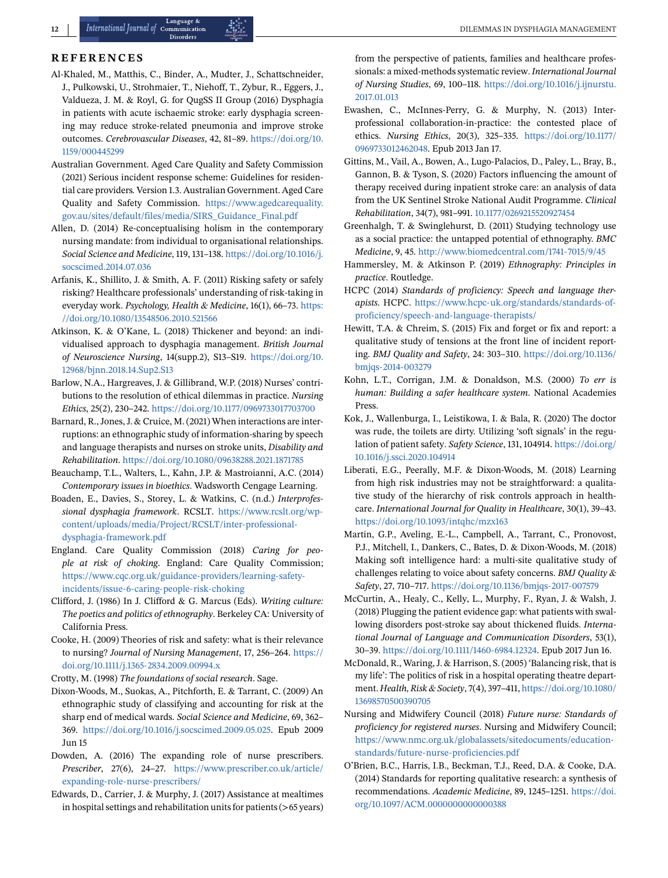## REFERENCES

Al-Khaled, M., Matthis, C., Binder, A., Mudter, J., Schattschneider, J., Pulkowski, U., Strohmaier, T., Niehoff, T., Zybur, R., Eggers, J., Valdueza, J. M. & Royl, G. for QugSS II Group (2016) Dysphagia in patients with acute ischaemic stroke: early dysphagia screening may reduce stroke-related pneumonia and improve stroke outcomes. *Cerebrovascular Diseases*, 42, 81–89. https://doi.org/10.1159/000445299

Australian Government. Aged Care Quality and Safety Commission (2021) Serious incident response scheme: Guidelines for residential care providers. Version 1.3. Australian Government. Aged Care Quality and Safety Commission. https://www.agedcarequality.gov.au/sites/default/files/media/SIRS_Guidance_Final.pdf

Allen, D. (2014) Re-conceptualising holism in the contemporary nursing mandate: from individual to organisational relationships. *Social Science and Medicine*, 119, 131–138. https://doi.org/10.1016/j.socscimed.2014.07.036

Arfanis, K., Shillito, J. & Smith, A. F. (2011) Risking safety or safely risking? Healthcare professionals' understanding of risk-taking in everyday work. *Psychology, Health & Medicine*, 16(1), 66–73. https://doi.org/10.1080/13548506.2010.521566

Atkinson, K. & O'Kane, L. (2018) Thickener and beyond: an individualised approach to dysphagia management. *British Journal of Neuroscience Nursing*, 14(supp.2), S13–S19. https://doi.org/10.12968/bjnn.2018.14.Sup2.S13

Barlow, N.A., Hargreaves, J. & Gillibrand, W.P. (2018) Nurses' contributions to the resolution of ethical dilemmas in practice. *Nursing Ethics*, 25(2), 230–242. https://doi.org/10.1177/0969733017703700

Barnard, R., Jones, J. & Cruice, M. (2021) When interactions are interruptions: an ethnographic study of information-sharing by speech and language therapists and nurses on stroke units, *Disability and Rehabilitation*. https://doi.org/10.1080/09638288.2021.1871785

Beauchamp, T.L., Walters, L., Kahn, J.P. & Mastroianni, A.C. (2014) *Contemporary issues in bioethics*. Wadsworth Cengage Learning.

Boaden, E., Davies, S., Storey, L. & Watkins, C. (n.d.) *Interprofessional dysphagia framework*. RCSLT. https://www.rcslt.org/wp-content/uploads/media/Project/RCSLT/inter-professional-dysphagia-framework.pdf

England. Care Quality Commission (2018) *Caring for people at risk of choking*. England: Care Quality Commission; https://www.cqc.org.uk/guidance-providers/learning-safety-incidents/issue-6-caring-people-risk-choking

Clifford, J. (1986) In J. Clifford & G. Marcus (Eds). *Writing culture: The poetics and politics of ethnography*. Berkeley CA: University of California Press.

Cooke, H. (2009) Theories of risk and safety: what is their relevance to nursing? *Journal of Nursing Management*, 17, 256–264. https://doi.org/10.1111/j.1365-2834.2009.00994.x

Crotty, M. (1998) *The foundations of social research*. Sage.

Dixon-Woods, M., Suokas, A., Pitchforth, E. & Tarrant, C. (2009) An ethnographic study of classifying and accounting for risk at the sharp end of medical wards. *Social Science and Medicine*, 69, 362–369. https://doi.org/10.1016/j.socscimed.2009.05.025. Epub 2009 Jun 15

Dowden, A. (2016) The expanding role of nurse prescribers. *Prescriber*, 27(6), 24–27. https://www.prescriber.co.uk/article/expanding-role-nurse-prescribers/

Edwards, D., Carrier, J. & Murphy, J. (2017) Assistance at mealtimes in hospital settings and rehabilitation units for patients (>65 years) from the perspective of patients, families and healthcare professionals: a mixed-methods systematic review. *International Journal of Nursing Studies*, 69, 100–118. https://doi.org/10.1016/j.ijnurstu.2017.01.013

Ewashen, C., McInnes-Perry, G. & Murphy, N. (2013) Interprofessional collaboration-in-practice: the contested place of ethics. *Nursing Ethics*, 20(3), 325–335. https://doi.org/10.1177/0969733012462048. Epub 2013 Jan 17.

Gittins, M., Vail, A., Bowen, A., Lugo-Palacios, D., Paley, L., Bray, B., Gannon, B. & Tyson, S. (2020) Factors influencing the amount of therapy received during inpatient stroke care: an analysis of data from the UK Sentinel Stroke National Audit Programme. *Clinical Rehabilitation*, 34(7), 981–991. 10.1177/0269215520927454

Greenhalgh, T. & Swinglehurst, D. (2011) Studying technology use as a social practice: the untapped potential of ethnography. *BMC Medicine*, 9, 45. http://www.biomedcentral.com/1741-7015/9/45

Hammersley, M. & Atkinson P. (2019) *Ethnography: Principles in practice*. Routledge.

HCPC (2014) *Standards of proficiency: Speech and language therapists*. HCPC. https://www.hcpc-uk.org/standards/standards-of-proficiency/speech-and-language-therapists/

Hewitt, T.A. & Chreim, S. (2015) Fix and forget or fix and report: a qualitative study of tensions at the front line of incident reporting. *BMJ Quality and Safety*, 24: 303–310. https://doi.org/10.1136/bmjqs-2014-003279

Kohn, L.T., Corrigan, J.M. & Donaldson, M.S. (2000) *To err is human: Building a safer healthcare system*. National Academies Press.

Kok, J., Wallenburga, I., Leistikowa, I. & Bala, R. (2020) The doctor was rude, the toilets are dirty. Utilizing 'soft signals' in the regulation of patient safety. *Safety Science*, 131, 104914. https://doi.org/10.1016/j.ssci.2020.104914

Liberati, E.G., Peerally, M.F. & Dixon-Woods, M. (2018) Learning from high risk industries may not be straightforward: a qualitative study of the hierarchy of risk controls approach in healthcare. *International Journal for Quality in Healthcare*, 30(1), 39–43. https://doi.org/10.1093/intqhc/mzx163

Martin, G.P., Aveling, E.-L., Campbell, A., Tarrant, C., Pronovost, P.J., Mitchell, I., Dankers, C., Bates, D. & Dixon-Woods, M. (2018) Making soft intelligence hard: a multi-site qualitative study of challenges relating to voice about safety concerns. *BMJ Quality & Safety*, 27, 710–717. https://doi.org/10.1136/bmjqs-2017-007579

McCurtin, A., Healy, C., Kelly, L., Murphy, F., Ryan, J. & Walsh, J. (2018) Plugging the patient evidence gap: what patients with swallowing disorders post-stroke say about thickened fluids. *International Journal of Language and Communication Disorders*, 53(1), 30–39. https://doi.org/10.1111/1460-6984.12324. Epub 2017 Jun 16.

McDonald, R., Waring, J. & Harrison, S. (2005) 'Balancing risk, that is my life': The politics of risk in a hospital operating theatre department. *Health, Risk & Society*, 7(4), 397–411, https://doi.org/10.1080/13698570500390705

Nursing and Midwifery Council (2018) *Future nurse: Standards of proficiency for registered nurses*. Nursing and Midwifery Council; https://www.nmc.org.uk/globalassets/sitedocuments/education-standards/future-nurse-proficiencies.pdf

O'Brien, B.C., Harris, I.B., Beckman, T.J., Reed, D.A. & Cooke, D.A. (2014) Standards for reporting qualitative research: a synthesis of recommendations. *Academic Medicine*, 89, 1245–1251. https://doi.org/10.1097/ACM.0000000000000388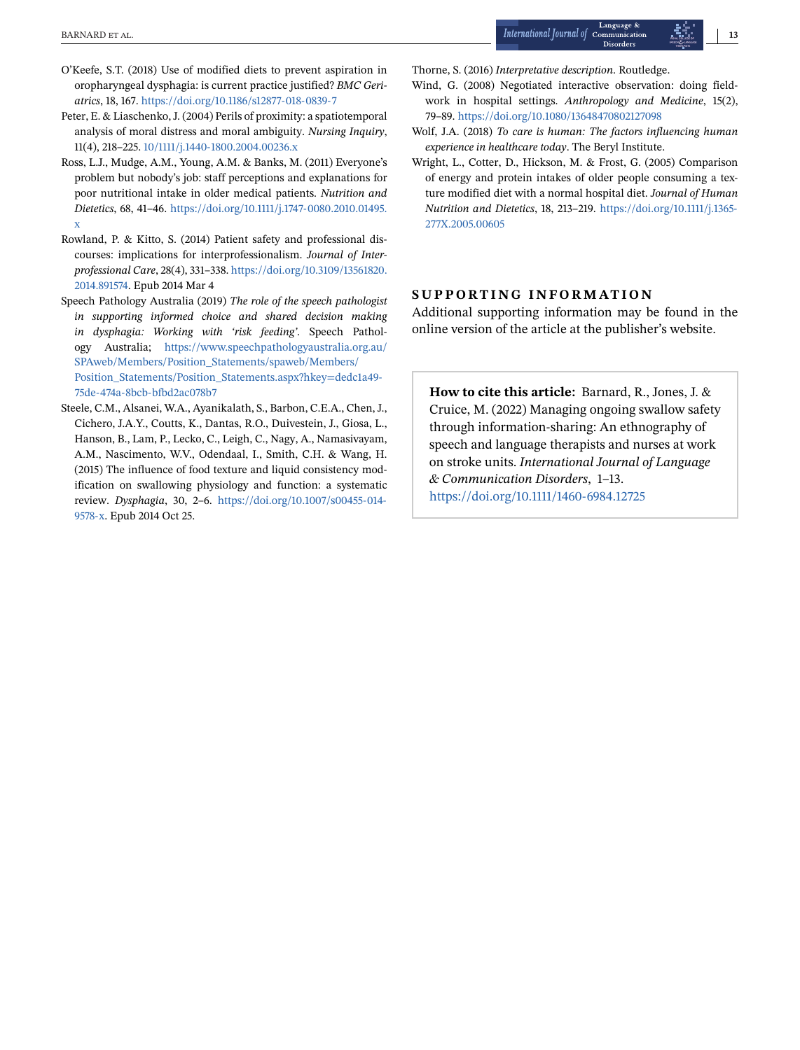O'Keefe, S.T. (2018) Use of modified diets to prevent aspiration in oropharyngeal dysphagia: is current practice justified? *BMC Geriatrics*, 18, 167. https://doi.org/10.1186/s12877-018-0839-7

Peter, E. & Liaschenko, J. (2004) Perils of proximity: a spatiotemporal analysis of moral distress and moral ambiguity. *Nursing Inquiry*, 11(4), 218–225. 10/1111/j.1440-1800.2004.00236.x

Ross, L.J., Mudge, A.M., Young, A.M. & Banks, M. (2011) Everyone's problem but nobody's job: staff perceptions and explanations for poor nutritional intake in older medical patients. *Nutrition and Dietetics*, 68, 41–46. https://doi.org/10.1111/j.1747-0080.2010.01495.x

Rowland, P. & Kitto, S. (2014) Patient safety and professional discourses: implications for interprofessionalism. *Journal of Interprofessional Care*, 28(4), 331–338. https://doi.org/10.3109/13561820.2014.891574. Epub 2014 Mar 4

Speech Pathology Australia (2019) *The role of the speech pathologist in supporting informed choice and shared decision making in dysphagia: Working with 'risk feeding'*. Speech Pathology Australia; https://www.speechpathologyaustralia.org.au/SPAweb/Members/Position_Statements/spaweb/Members/Position_Statements/Position_Statements.aspx?hkey=dedc1a49-75de-474a-8bcb-bfbd2ac078b7

Steele, C.M., Alsanei, W.A., Ayanikalath, S., Barbon, C.E.A., Chen, J., Cichero, J.A.Y., Coutts, K., Dantas, R.O., Duivestein, J., Giosa, L., Hanson, B., Lam, P., Lecko, C., Leigh, C., Nagy, A., Namasivayam, A.M., Nascimento, W.V., Odendaal, I., Smith, C.H. & Wang, H. (2015) The influence of food texture and liquid consistency modification on swallowing physiology and function: a systematic review. *Dysphagia*, 30, 2–6. https://doi.org/10.1007/s00455-014-9578-x. Epub 2014 Oct 25.

Thorne, S. (2016) *Interpretative description*. Routledge.

Wind, G. (2008) Negotiated interactive observation: doing fieldwork in hospital settings. *Anthropology and Medicine*, 15(2), 79–89. https://doi.org/10.1080/13648470802127098

Wolf, J.A. (2018) *To care is human: The factors influencing human experience in healthcare today*. The Beryl Institute.

Wright, L., Cotter, D., Hickson, M. & Frost, G. (2005) Comparison of energy and protein intakes of older people consuming a texture modified diet with a normal hospital diet. *Journal of Human Nutrition and Dietetics*, 18, 213–219. https://doi.org/10.1111/j.1365-277X.2005.00605

## SUPPORTING INFORMATION

Additional supporting information may be found in the online version of the article at the publisher's website.

**How to cite this article:** Barnard, R., Jones, J. & Cruice, M. (2022) Managing ongoing swallow safety through information-sharing: An ethnography of speech and language therapists and nurses at work on stroke units. *International Journal of Language & Communication Disorders*, 1–13. https://doi.org/10.1111/1460-6984.12725